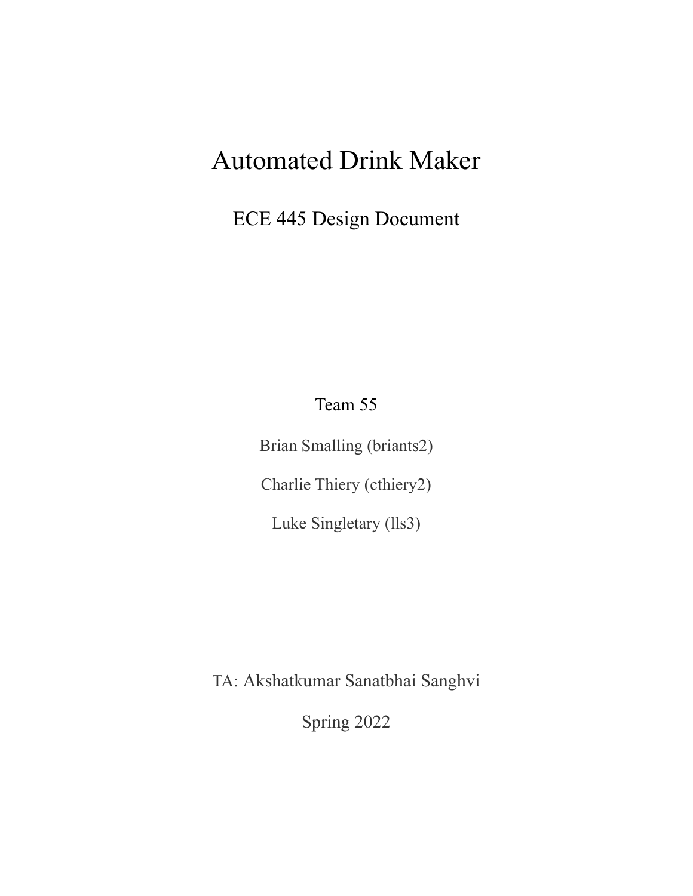# Automated Drink Maker

## ECE 445 Design Document

Team 55

Brian Smalling (briants2)

Charlie Thiery (cthiery2)

Luke Singletary (lls3)

TA: Akshatkumar Sanatbhai Sanghvi

Spring 2022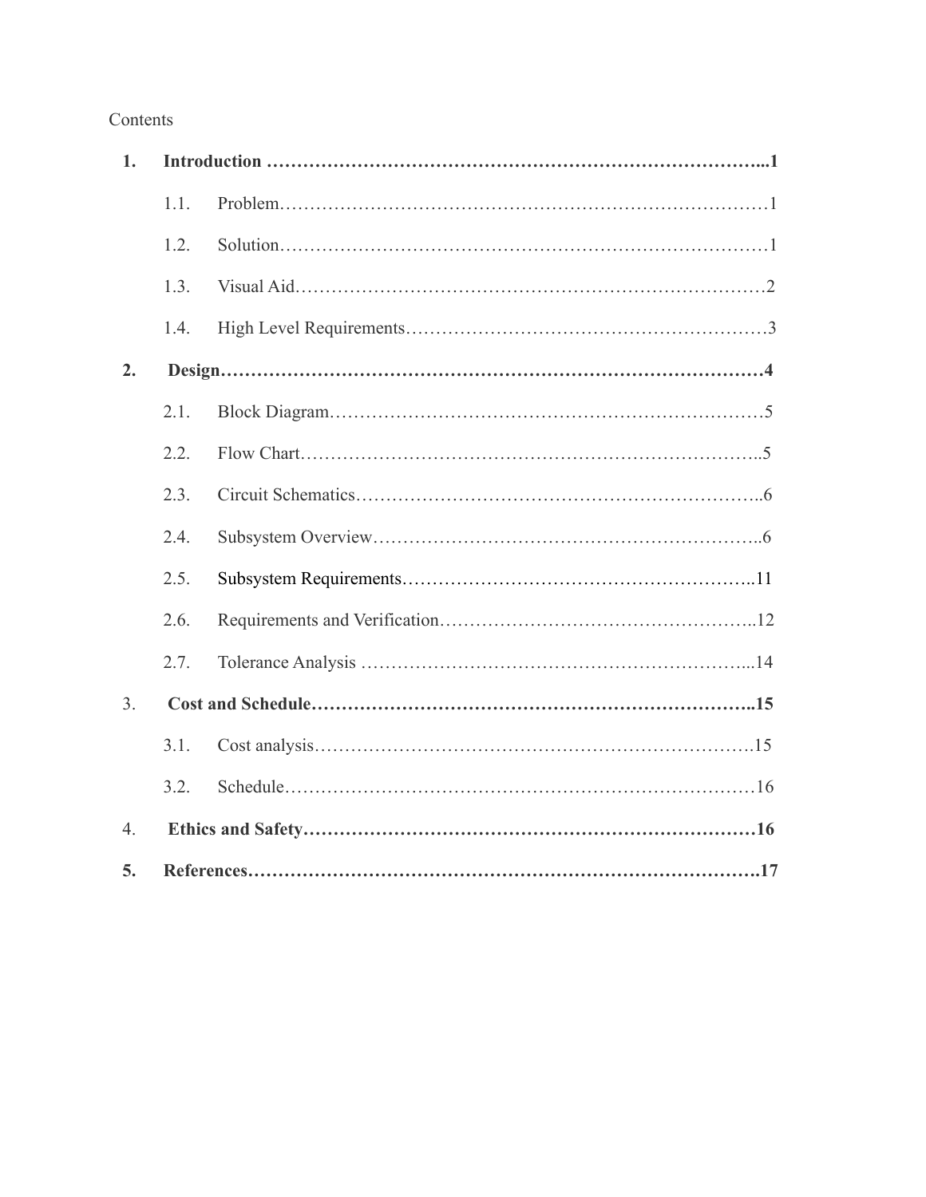Contents

1. **Introduction ………………………………………………………………………...1**
   - 1.1. Problem……………………………………………………………………1
   - 1.2. Solution……………………………………………………………………1
   - 1.3. Visual Aid…………………………………………………………………2
   - 1.4. High Level Requirements…………………………………………………3
2. **Design……………………………………………………………………………4**
   - 2.1. Block Diagram……………………………………………………………5
   - 2.2. Flow Chart………………………………………………………………..5
   - 2.3. Circuit Schematics………………………………………………………..6
   - 2.4. Subsystem Overview……………………………………………………..6
   - 2.5. Subsystem Requirements………………………………………………..11
   - 2.6. Requirements and Verification…………………………………………..12
   - 2.7. Tolerance Analysis ……………………………………………………...14
3. **Cost and Schedule……………………………………………………………..15**
   - 3.1. Cost analysis……………………………………………………………….15
   - 3.2. Schedule……………………………………………………………………16
4. **Ethics and Safety………………………………………………………………16**
5. **References……………………………………………………………………….17**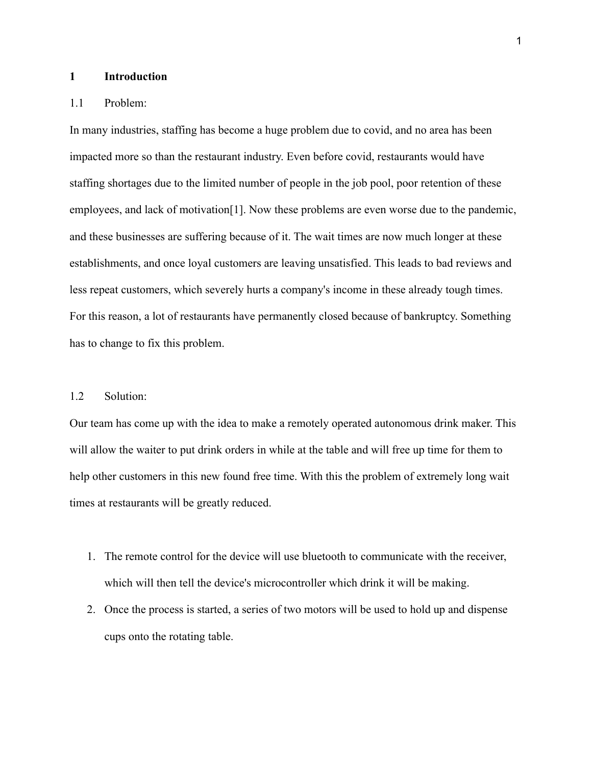# 1 Introduction

## 1.1 Problem:

In many industries, staffing has become a huge problem due to covid, and no area has been impacted more so than the restaurant industry. Even before covid, restaurants would have staffing shortages due to the limited number of people in the job pool, poor retention of these employees, and lack of motivation[1]. Now these problems are even worse due to the pandemic, and these businesses are suffering because of it. The wait times are now much longer at these establishments, and once loyal customers are leaving unsatisfied. This leads to bad reviews and less repeat customers, which severely hurts a company's income in these already tough times. For this reason, a lot of restaurants have permanently closed because of bankruptcy. Something has to change to fix this problem.

## 1.2 Solution:

Our team has come up with the idea to make a remotely operated autonomous drink maker. This will allow the waiter to put drink orders in while at the table and will free up time for them to help other customers in this new found free time. With this the problem of extremely long wait times at restaurants will be greatly reduced.

1. The remote control for the device will use bluetooth to communicate with the receiver, which will then tell the device's microcontroller which drink it will be making.
2. Once the process is started, a series of two motors will be used to hold up and dispense cups onto the rotating table.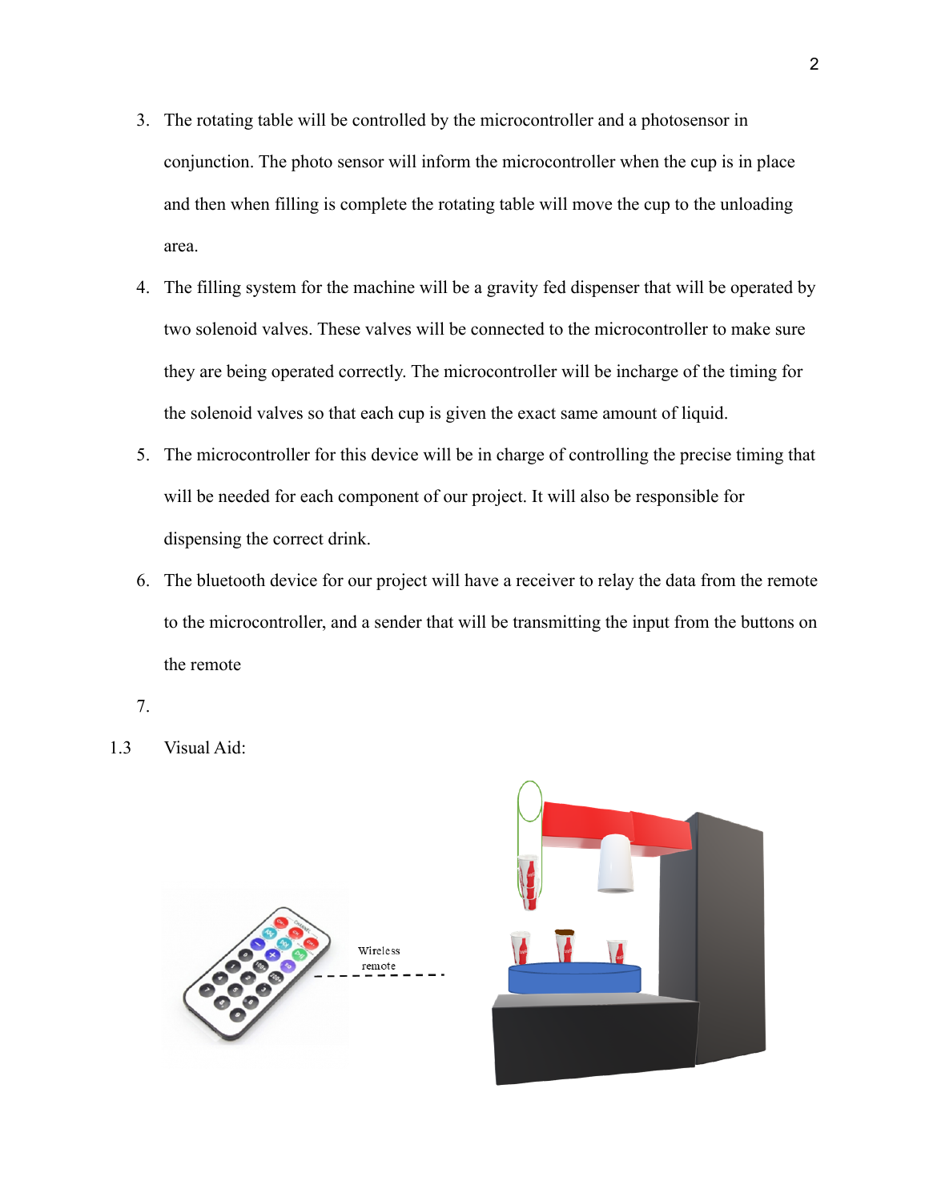3. The rotating table will be controlled by the microcontroller and a photosensor in conjunction. The photo sensor will inform the microcontroller when the cup is in place and then when filling is complete the rotating table will move the cup to the unloading area.
4. The filling system for the machine will be a gravity fed dispenser that will be operated by two solenoid valves. These valves will be connected to the microcontroller to make sure they are being operated correctly. The microcontroller will be incharge of the timing for the solenoid valves so that each cup is given the exact same amount of liquid.
5. The microcontroller for this device will be in charge of controlling the precise timing that will be needed for each component of our project. It will also be responsible for dispensing the correct drink.
6. The bluetooth device for our project will have a receiver to relay the data from the remote to the microcontroller, and a sender that will be transmitting the input from the buttons on the remote
7. 

1.3 Visual Aid:

Wireless remote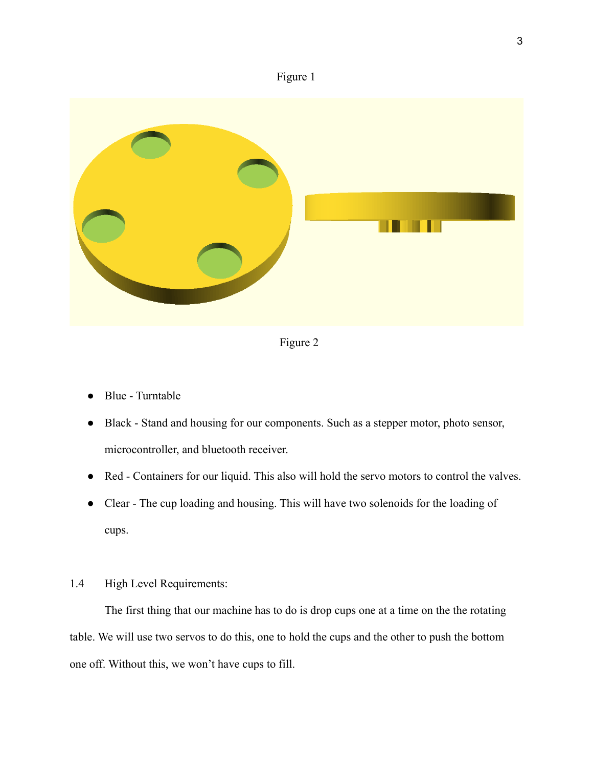Figure 1

Figure 2

- Blue - Turntable
- Black - Stand and housing for our components. Such as a stepper motor, photo sensor, microcontroller, and bluetooth receiver.
- Red - Containers for our liquid. This also will hold the servo motors to control the valves.
- Clear - The cup loading and housing. This will have two solenoids for the loading of cups.

## 1.4 High Level Requirements:

The first thing that our machine has to do is drop cups one at a time on the the rotating table. We will use two servos to do this, one to hold the cups and the other to push the bottom one off. Without this, we won't have cups to fill.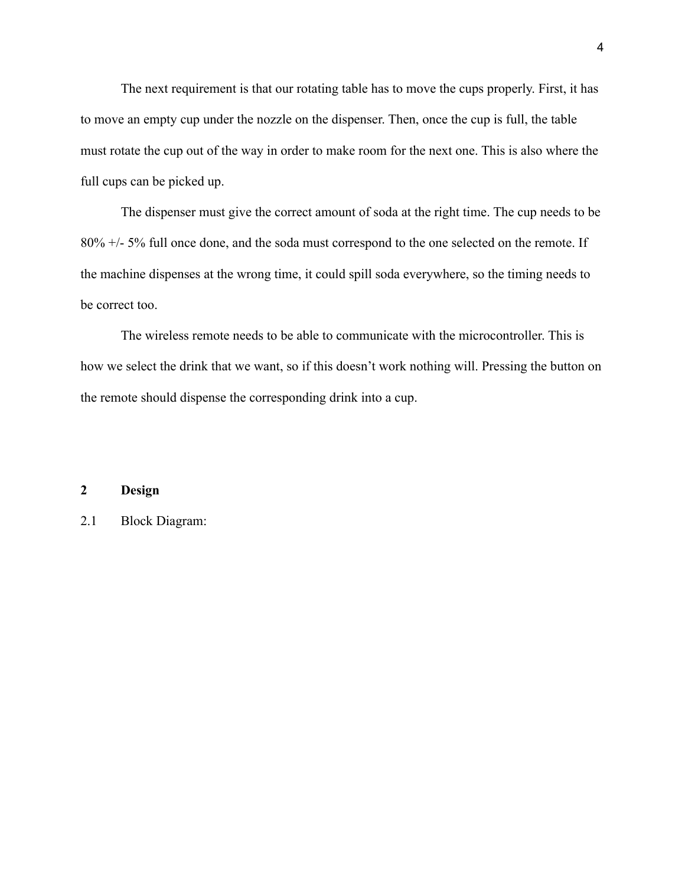The next requirement is that our rotating table has to move the cups properly. First, it has to move an empty cup under the nozzle on the dispenser. Then, once the cup is full, the table must rotate the cup out of the way in order to make room for the next one. This is also where the full cups can be picked up.

The dispenser must give the correct amount of soda at the right time. The cup needs to be 80% +/- 5% full once done, and the soda must correspond to the one selected on the remote. If the machine dispenses at the wrong time, it could spill soda everywhere, so the timing needs to be correct too.

The wireless remote needs to be able to communicate with the microcontroller. This is how we select the drink that we want, so if this doesn't work nothing will. Pressing the button on the remote should dispense the corresponding drink into a cup.

## 2 Design

### 2.1 Block Diagram: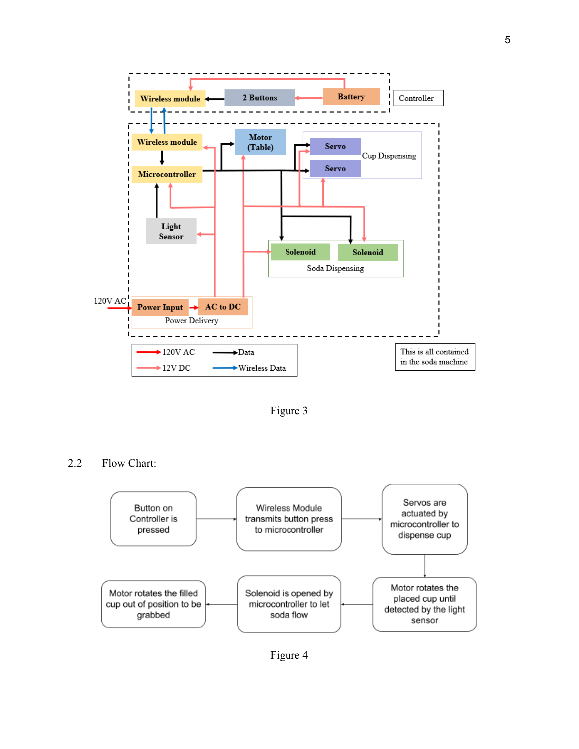Figure 3

## 2.2 Flow Chart:

Figure 4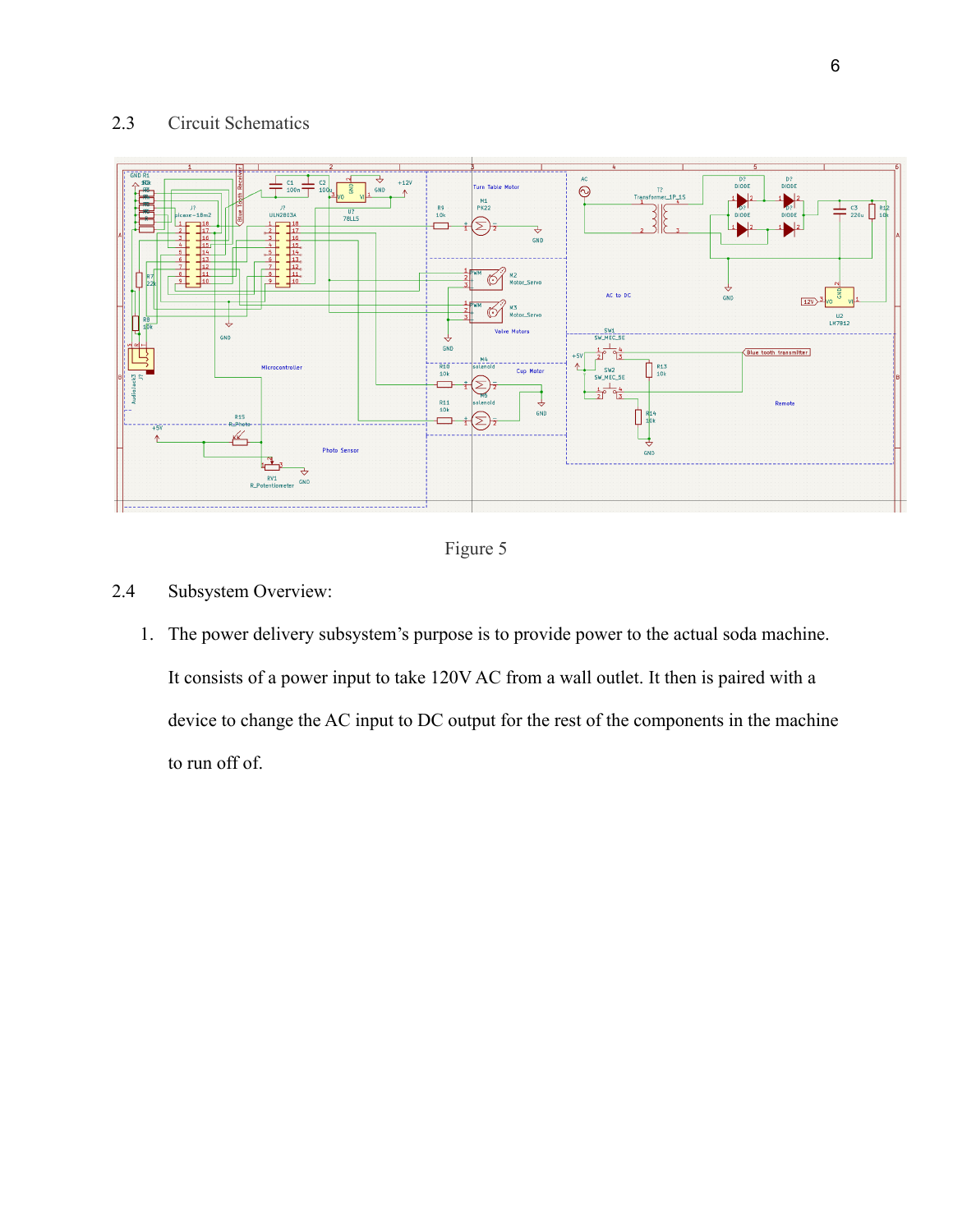## 2.3 Circuit Schematics

Figure 5

## 2.4 Subsystem Overview:

1. The power delivery subsystem's purpose is to provide power to the actual soda machine. It consists of a power input to take 120V AC from a wall outlet. It then is paired with a device to change the AC input to DC output for the rest of the components in the machine to run off of.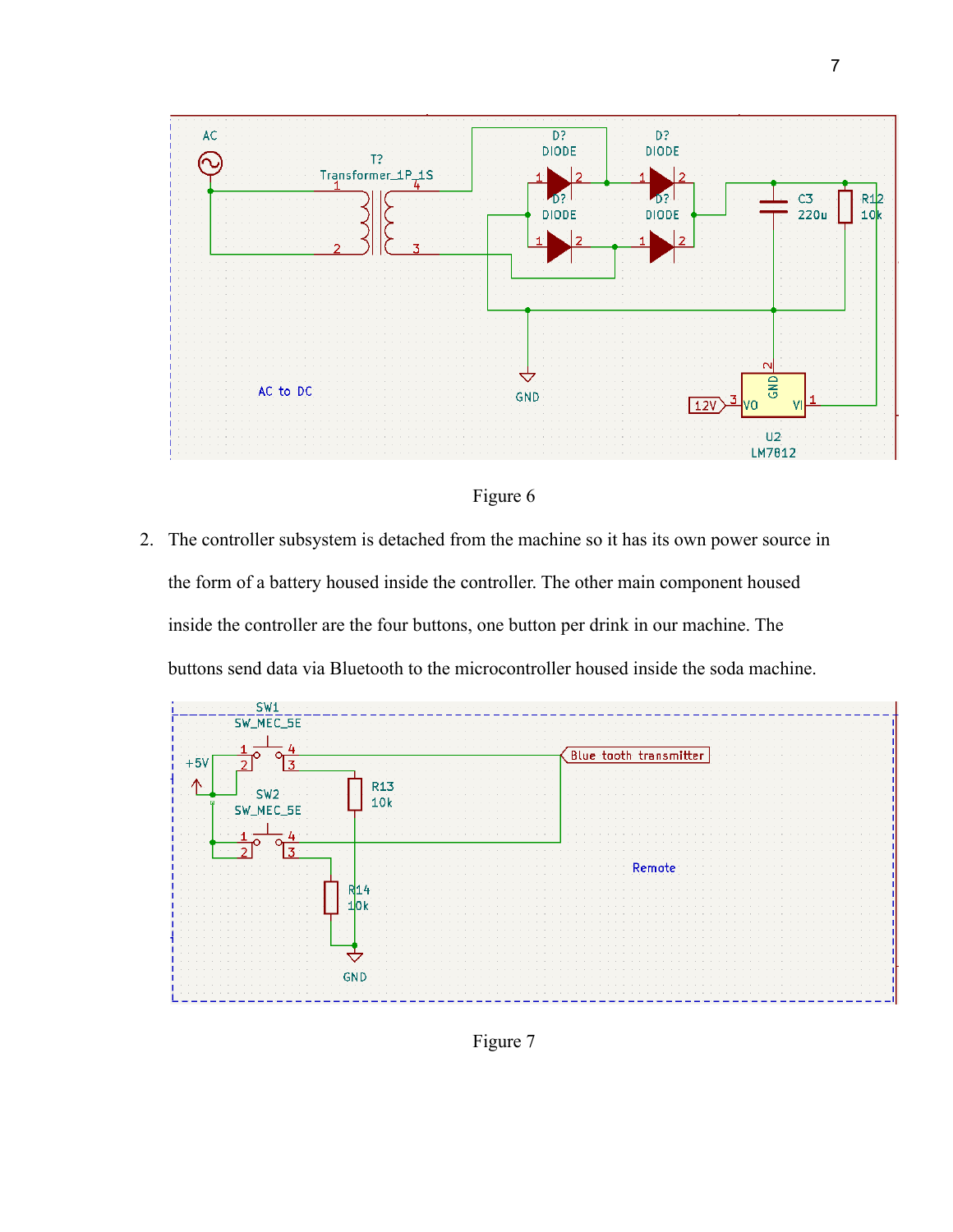Figure 6

2. The controller subsystem is detached from the machine so it has its own power source in the form of a battery housed inside the controller. The other main component housed inside the controller are the four buttons, one button per drink in our machine. The buttons send data via Bluetooth to the microcontroller housed inside the soda machine.

Figure 7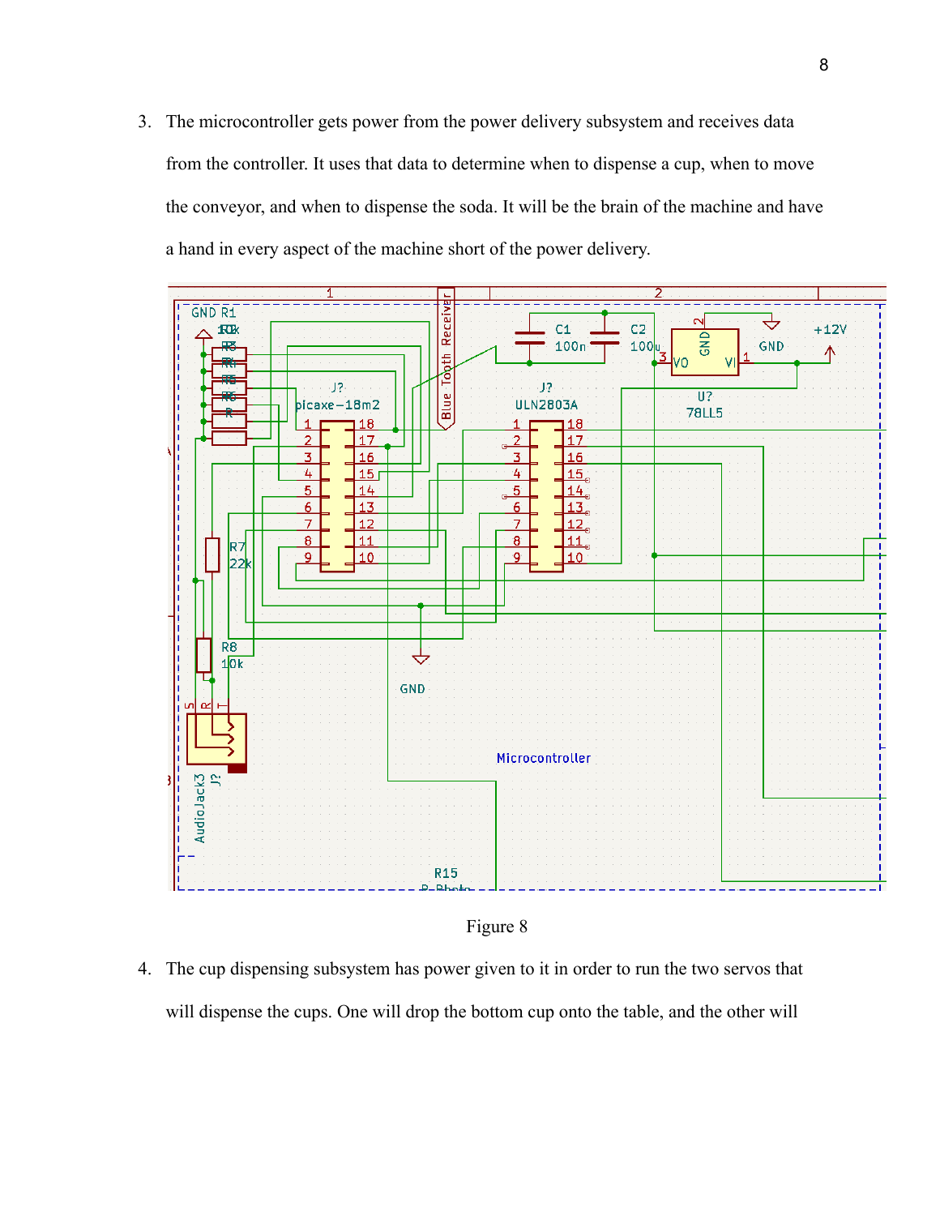3. The microcontroller gets power from the power delivery subsystem and receives data from the controller. It uses that data to determine when to dispense a cup, when to move the conveyor, and when to dispense the soda. It will be the brain of the machine and have a hand in every aspect of the machine short of the power delivery.

Figure 8

4. The cup dispensing subsystem has power given to it in order to run the two servos that will dispense the cups. One will drop the bottom cup onto the table, and the other will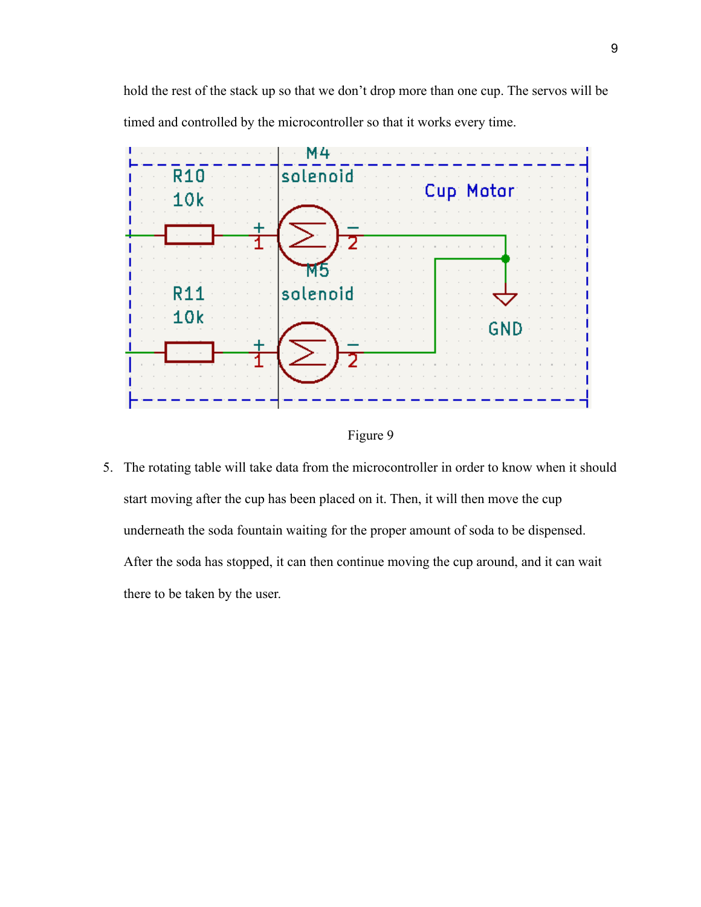hold the rest of the stack up so that we don't drop more than one cup. The servos will be timed and controlled by the microcontroller so that it works every time.

Figure 9

5. The rotating table will take data from the microcontroller in order to know when it should start moving after the cup has been placed on it. Then, it will then move the cup underneath the soda fountain waiting for the proper amount of soda to be dispensed. After the soda has stopped, it can then continue moving the cup around, and it can wait there to be taken by the user.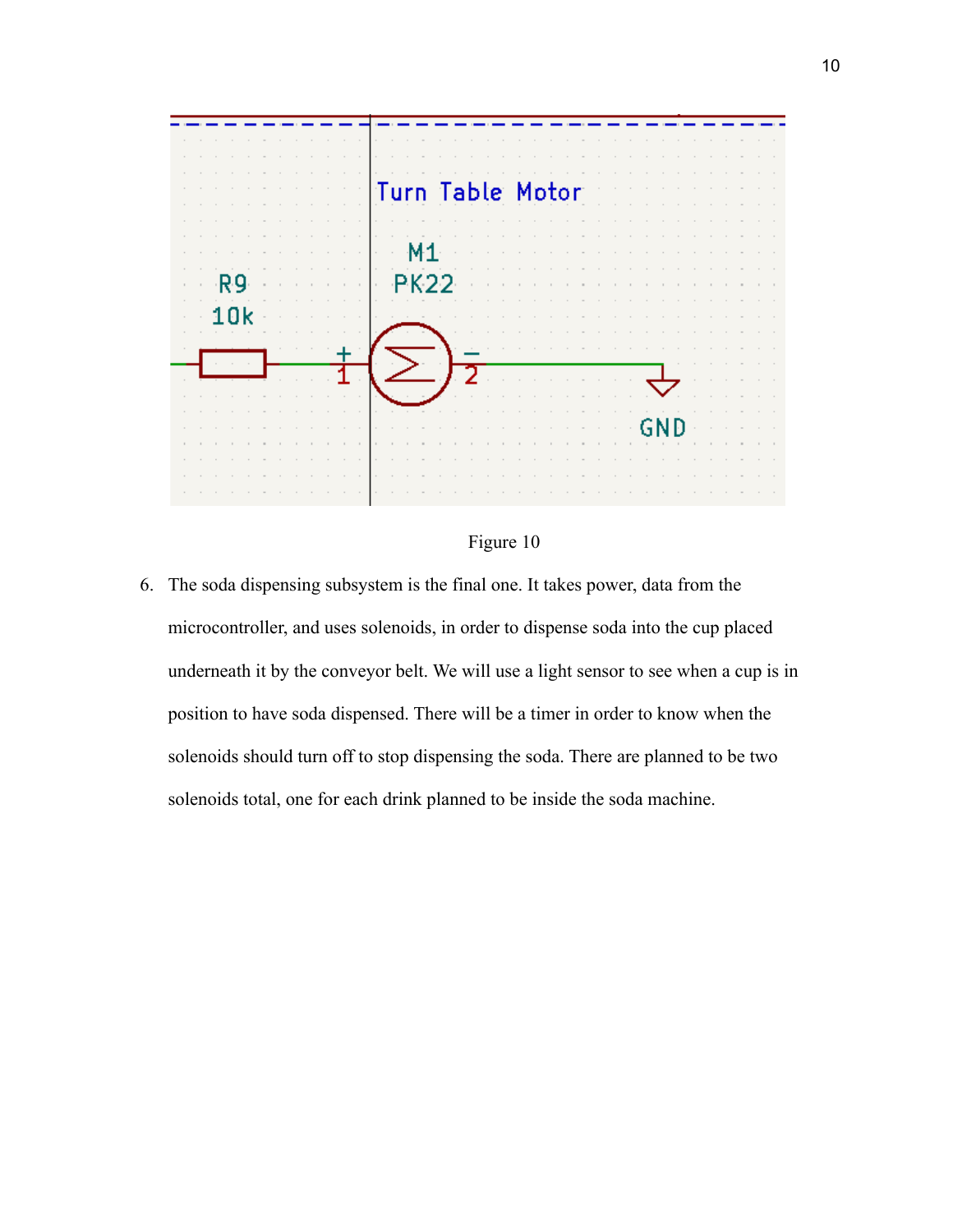Figure 10

6. The soda dispensing subsystem is the final one. It takes power, data from the microcontroller, and uses solenoids, in order to dispense soda into the cup placed underneath it by the conveyor belt. We will use a light sensor to see when a cup is in position to have soda dispensed. There will be a timer in order to know when the solenoids should turn off to stop dispensing the soda. There are planned to be two solenoids total, one for each drink planned to be inside the soda machine.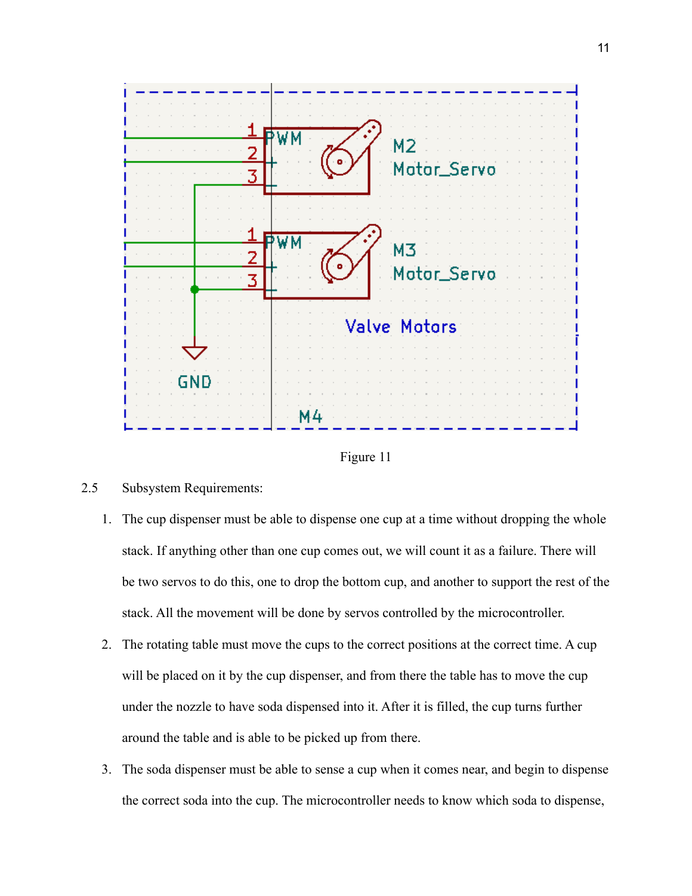Figure 11

2.5 Subsystem Requirements:

1. The cup dispenser must be able to dispense one cup at a time without dropping the whole stack. If anything other than one cup comes out, we will count it as a failure. There will be two servos to do this, one to drop the bottom cup, and another to support the rest of the stack. All the movement will be done by servos controlled by the microcontroller.
2. The rotating table must move the cups to the correct positions at the correct time. A cup will be placed on it by the cup dispenser, and from there the table has to move the cup under the nozzle to have soda dispensed into it. After it is filled, the cup turns further around the table and is able to be picked up from there.
3. The soda dispenser must be able to sense a cup when it comes near, and begin to dispense the correct soda into the cup. The microcontroller needs to know which soda to dispense,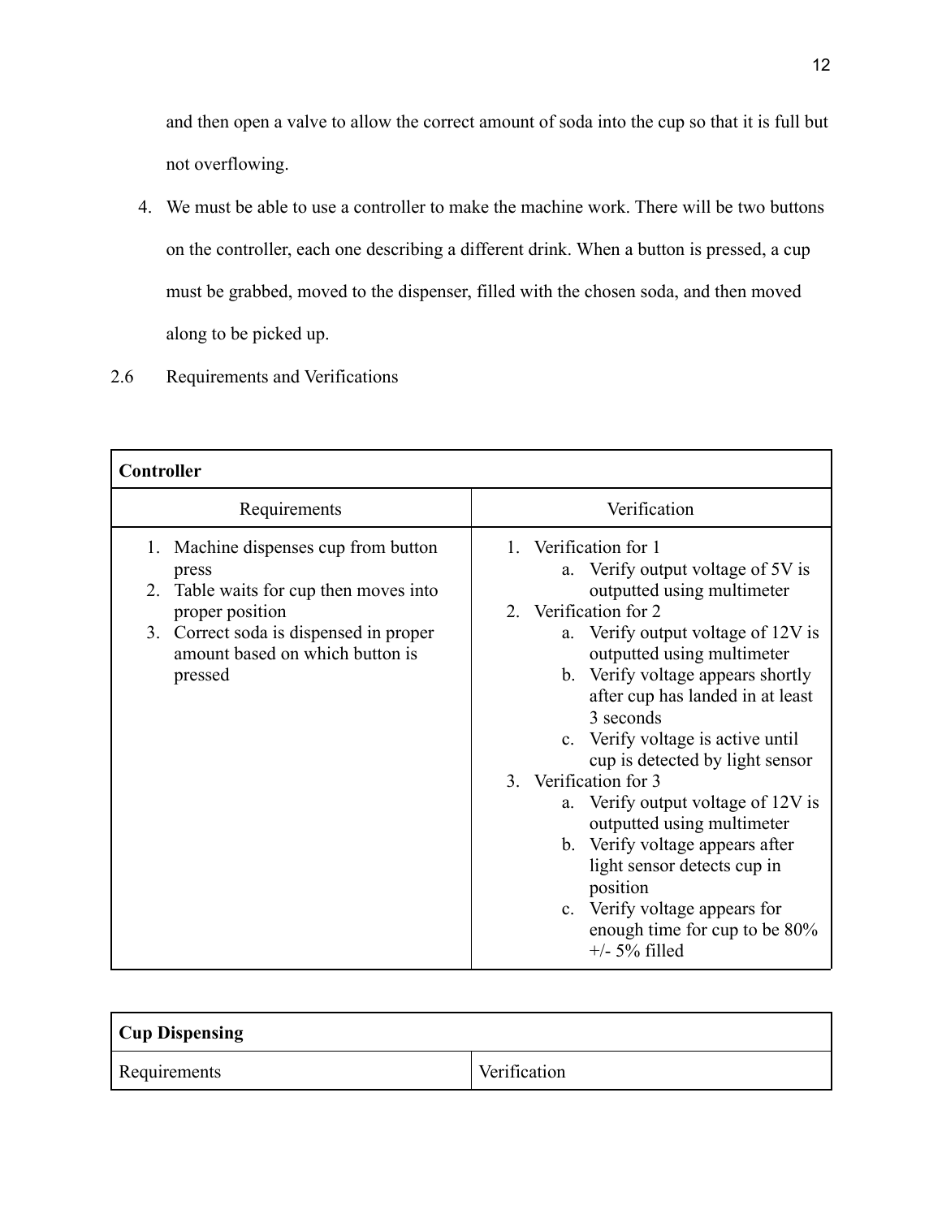and then open a valve to allow the correct amount of soda into the cup so that it is full but not overflowing.

4. We must be able to use a controller to make the machine work. There will be two buttons on the controller, each one describing a different drink. When a button is pressed, a cup must be grabbed, moved to the dispenser, filled with the chosen soda, and then moved along to be picked up.

## 2.6 Requirements and Verifications

| **Controller** | |
|---|---|
| Requirements | Verification |
| 1. Machine dispenses cup from button press<br>2. Table waits for cup then moves into proper position<br>3. Correct soda is dispensed in proper amount based on which button is pressed | 1. Verification for 1<br>a. Verify output voltage of 5V is outputted using multimeter<br>2. Verification for 2<br>a. Verify output voltage of 12V is outputted using multimeter<br>b. Verify voltage appears shortly after cup has landed in at least 3 seconds<br>c. Verify voltage is active until cup is detected by light sensor<br>3. Verification for 3<br>a. Verify output voltage of 12V is outputted using multimeter<br>b. Verify voltage appears after light sensor detects cup in position<br>c. Verify voltage appears for enough time for cup to be 80% +/- 5% filled |

| **Cup Dispensing** | |
|---|---|
| Requirements | Verification |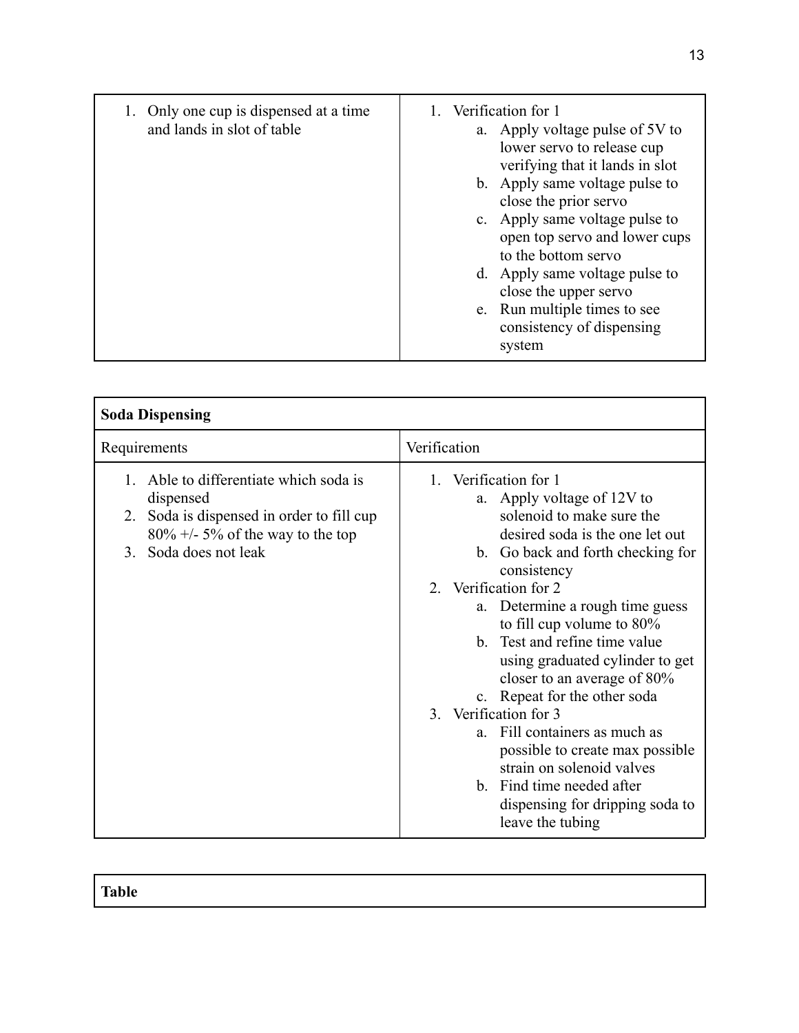| | |
|---|---|
| 1. Only one cup is dispensed at a time and lands in slot of table | 1. Verification for 1<br>a. Apply voltage pulse of 5V to lower servo to release cup verifying that it lands in slot<br>b. Apply same voltage pulse to close the prior servo<br>c. Apply same voltage pulse to open top servo and lower cups to the bottom servo<br>d. Apply same voltage pulse to close the upper servo<br>e. Run multiple times to see consistency of dispensing system |

| **Soda Dispensing** | |
|---|---|
| Requirements | Verification |
| 1. Able to differentiate which soda is dispensed<br>2. Soda is dispensed in order to fill cup 80% +/- 5% of the way to the top<br>3. Soda does not leak | 1. Verification for 1<br>a. Apply voltage of 12V to solenoid to make sure the desired soda is the one let out<br>b. Go back and forth checking for consistency<br>2. Verification for 2<br>a. Determine a rough time guess to fill cup volume to 80%<br>b. Test and refine time value using graduated cylinder to get closer to an average of 80%<br>c. Repeat for the other soda<br>3. Verification for 3<br>a. Fill containers as much as possible to create max possible strain on solenoid valves<br>b. Find time needed after dispensing for dripping soda to leave the tubing |

| **Table** |
|---|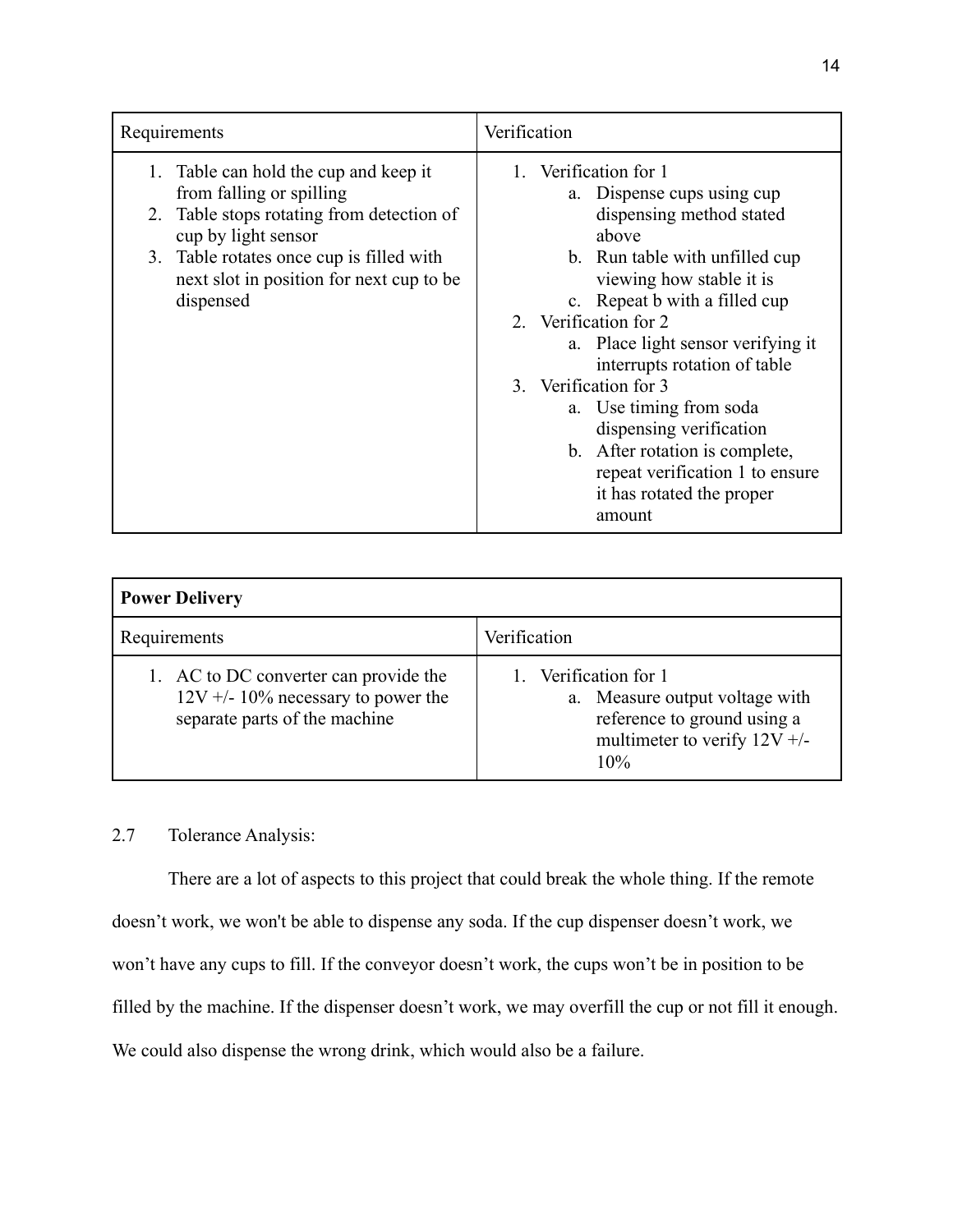| Requirements | Verification |
|---|---|
| 1. Table can hold the cup and keep it from falling or spilling<br>2. Table stops rotating from detection of cup by light sensor<br>3. Table rotates once cup is filled with next slot in position for next cup to be dispensed | 1. Verification for 1<br>&nbsp;&nbsp;&nbsp;a. Dispense cups using cup dispensing method stated above<br>&nbsp;&nbsp;&nbsp;b. Run table with unfilled cup viewing how stable it is<br>&nbsp;&nbsp;&nbsp;c. Repeat b with a filled cup<br>2. Verification for 2<br>&nbsp;&nbsp;&nbsp;a. Place light sensor verifying it interrupts rotation of table<br>3. Verification for 3<br>&nbsp;&nbsp;&nbsp;a. Use timing from soda dispensing verification<br>&nbsp;&nbsp;&nbsp;b. After rotation is complete, repeat verification 1 to ensure it has rotated the proper amount |

| **Power Delivery** | |
|---|---|
| Requirements | Verification |
| 1. AC to DC converter can provide the 12V +/- 10% necessary to power the separate parts of the machine | 1. Verification for 1<br>&nbsp;&nbsp;&nbsp;a. Measure output voltage with reference to ground using a multimeter to verify 12V +/- 10% |

## 2.7 Tolerance Analysis:

There are a lot of aspects to this project that could break the whole thing. If the remote doesn't work, we won't be able to dispense any soda. If the cup dispenser doesn't work, we won't have any cups to fill. If the conveyor doesn't work, the cups won't be in position to be filled by the machine. If the dispenser doesn't work, we may overfill the cup or not fill it enough. We could also dispense the wrong drink, which would also be a failure.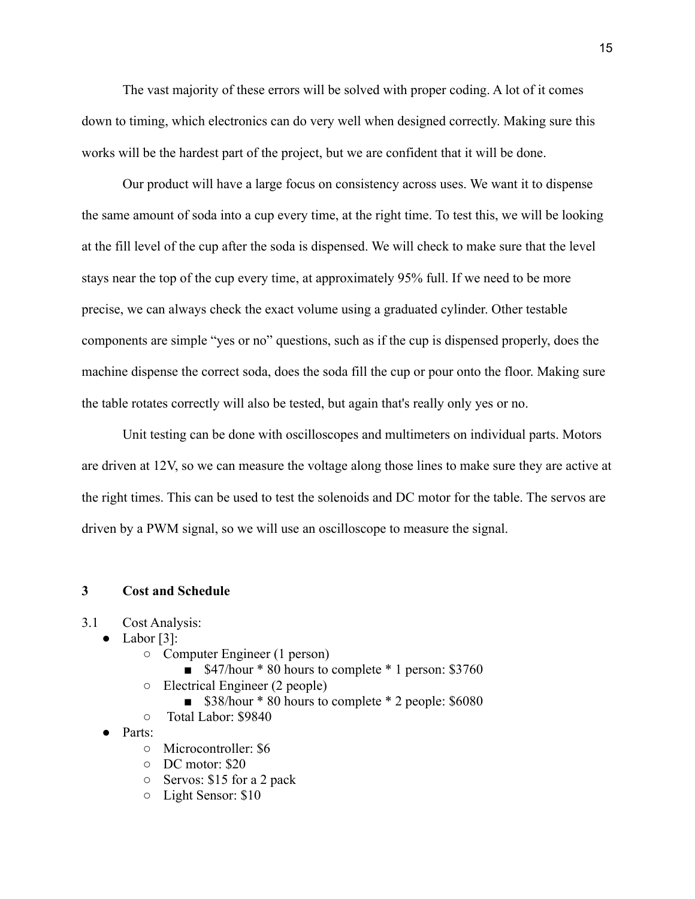The vast majority of these errors will be solved with proper coding. A lot of it comes down to timing, which electronics can do very well when designed correctly. Making sure this works will be the hardest part of the project, but we are confident that it will be done.

Our product will have a large focus on consistency across uses. We want it to dispense the same amount of soda into a cup every time, at the right time. To test this, we will be looking at the fill level of the cup after the soda is dispensed. We will check to make sure that the level stays near the top of the cup every time, at approximately 95% full. If we need to be more precise, we can always check the exact volume using a graduated cylinder. Other testable components are simple "yes or no" questions, such as if the cup is dispensed properly, does the machine dispense the correct soda, does the soda fill the cup or pour onto the floor. Making sure the table rotates correctly will also be tested, but again that's really only yes or no.

Unit testing can be done with oscilloscopes and multimeters on individual parts. Motors are driven at 12V, so we can measure the voltage along those lines to make sure they are active at the right times. This can be used to test the solenoids and DC motor for the table. The servos are driven by a PWM signal, so we will use an oscilloscope to measure the signal.

## 3 Cost and Schedule

### 3.1 Cost Analysis:

- Labor [3]:
  - Computer Engineer (1 person)
    - $47/hour * 80 hours to complete * 1 person: $3760
  - Electrical Engineer (2 people)
    - $38/hour * 80 hours to complete * 2 people: $6080
  - Total Labor: $9840
- Parts:
  - Microcontroller: $6
  - DC motor: $20
  - Servos: $15 for a 2 pack
  - Light Sensor: $10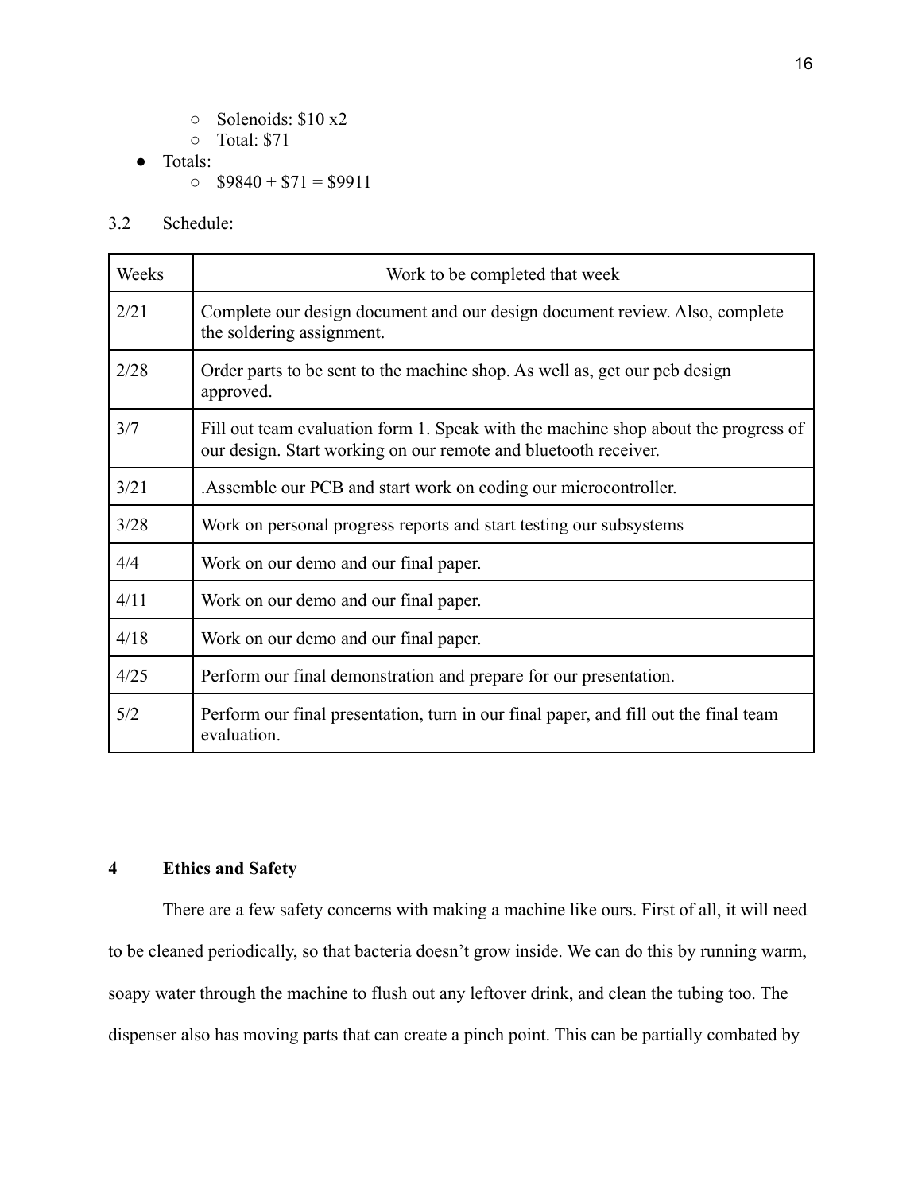- Solenoids: \$10 x2
- Total: \$71

- Totals:
  - \$9840 + \$71 = \$9911

3.2 Schedule:

| Weeks | Work to be completed that week |
| --- | --- |
| 2/21 | Complete our design document and our design document review. Also, complete the soldering assignment. |
| 2/28 | Order parts to be sent to the machine shop. As well as, get our pcb design approved. |
| 3/7 | Fill out team evaluation form 1. Speak with the machine shop about the progress of our design. Start working on our remote and bluetooth receiver. |
| 3/21 | .Assemble our PCB and start work on coding our microcontroller. |
| 3/28 | Work on personal progress reports and start testing our subsystems |
| 4/4 | Work on our demo and our final paper. |
| 4/11 | Work on our demo and our final paper. |
| 4/18 | Work on our demo and our final paper. |
| 4/25 | Perform our final demonstration and prepare for our presentation. |
| 5/2 | Perform our final presentation, turn in our final paper, and fill out the final team evaluation. |

## 4 Ethics and Safety

There are a few safety concerns with making a machine like ours. First of all, it will need to be cleaned periodically, so that bacteria doesn't grow inside. We can do this by running warm, soapy water through the machine to flush out any leftover drink, and clean the tubing too. The dispenser also has moving parts that can create a pinch point. This can be partially combated by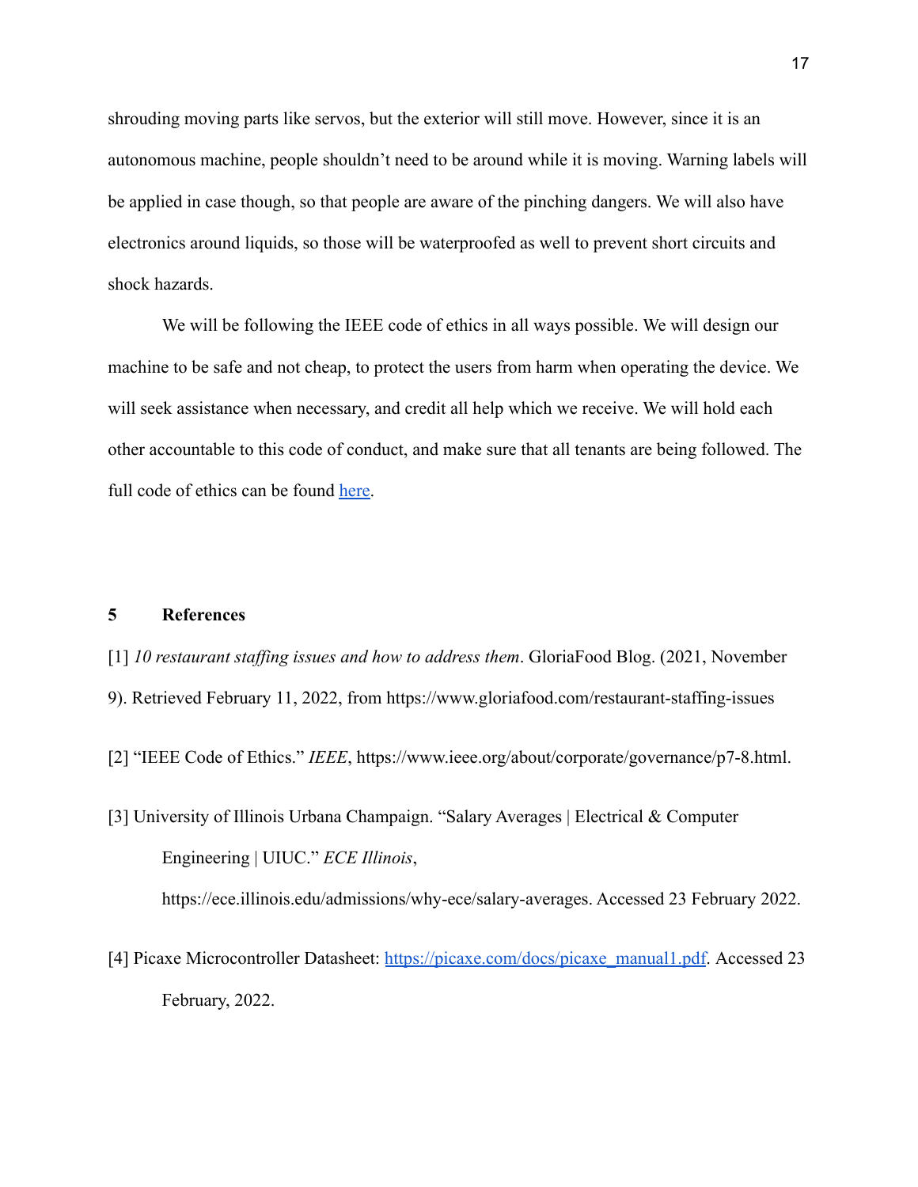shrouding moving parts like servos, but the exterior will still move. However, since it is an autonomous machine, people shouldn't need to be around while it is moving. Warning labels will be applied in case though, so that people are aware of the pinching dangers. We will also have electronics around liquids, so those will be waterproofed as well to prevent short circuits and shock hazards.

We will be following the IEEE code of ethics in all ways possible. We will design our machine to be safe and not cheap, to protect the users from harm when operating the device. We will seek assistance when necessary, and credit all help which we receive. We will hold each other accountable to this code of conduct, and make sure that all tenants are being followed. The full code of ethics can be found here.

## 5 References

[1] *10 restaurant staffing issues and how to address them*. GloriaFood Blog. (2021, November 9). Retrieved February 11, 2022, from https://www.gloriafood.com/restaurant-staffing-issues

[2] "IEEE Code of Ethics." *IEEE*, https://www.ieee.org/about/corporate/governance/p7-8.html.

[3] University of Illinois Urbana Champaign. "Salary Averages | Electrical & Computer Engineering | UIUC." *ECE Illinois*, https://ece.illinois.edu/admissions/why-ece/salary-averages. Accessed 23 February 2022.

[4] Picaxe Microcontroller Datasheet: https://picaxe.com/docs/picaxe_manual1.pdf. Accessed 23 February, 2022.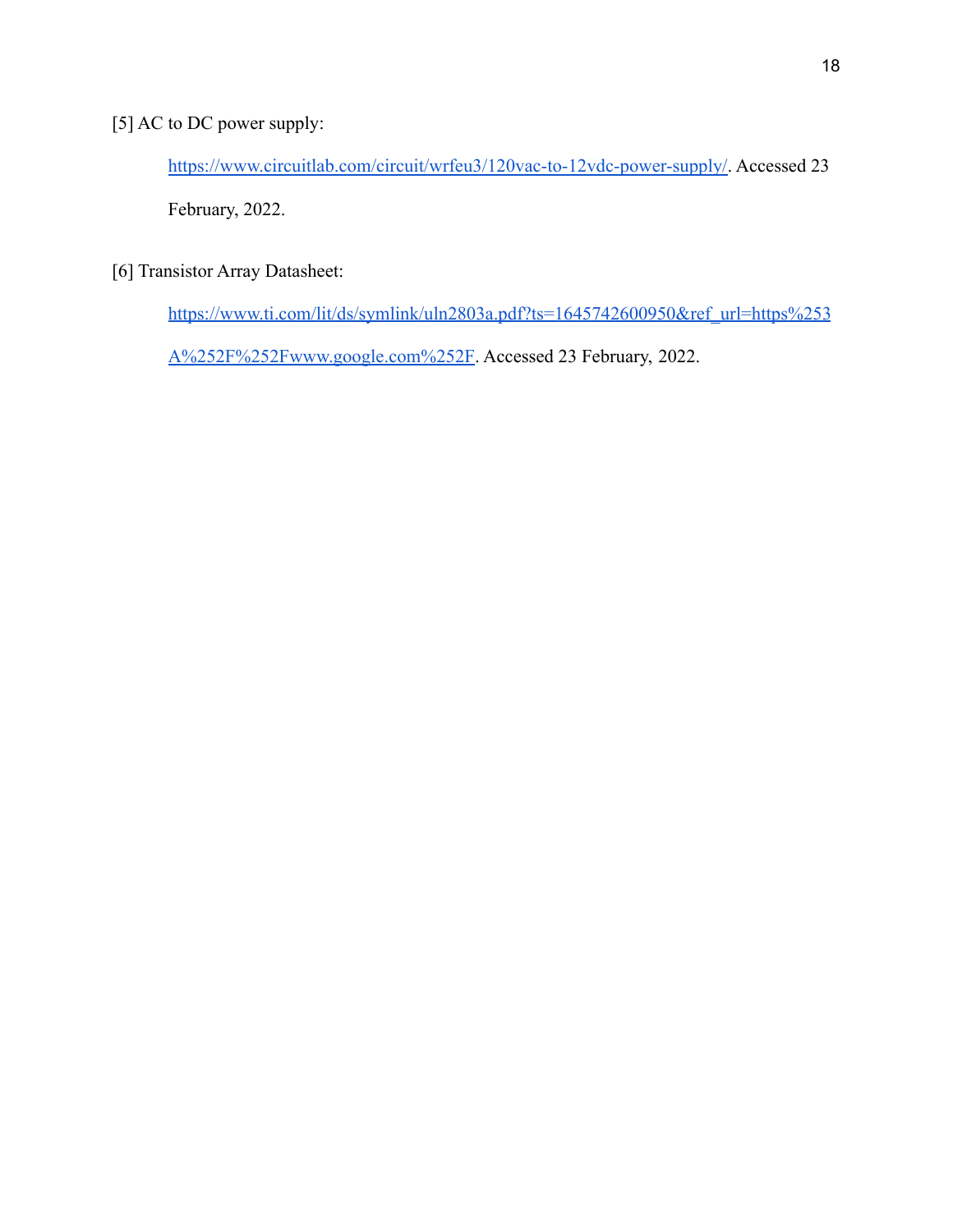[5] AC to DC power supply:

https://www.circuitlab.com/circuit/wrfeu3/120vac-to-12vdc-power-supply/. Accessed 23 February, 2022.

[6] Transistor Array Datasheet:

https://www.ti.com/lit/ds/symlink/uln2803a.pdf?ts=1645742600950&ref_url=https%253A%252F%252Fwww.google.com%252F. Accessed 23 February, 2022.